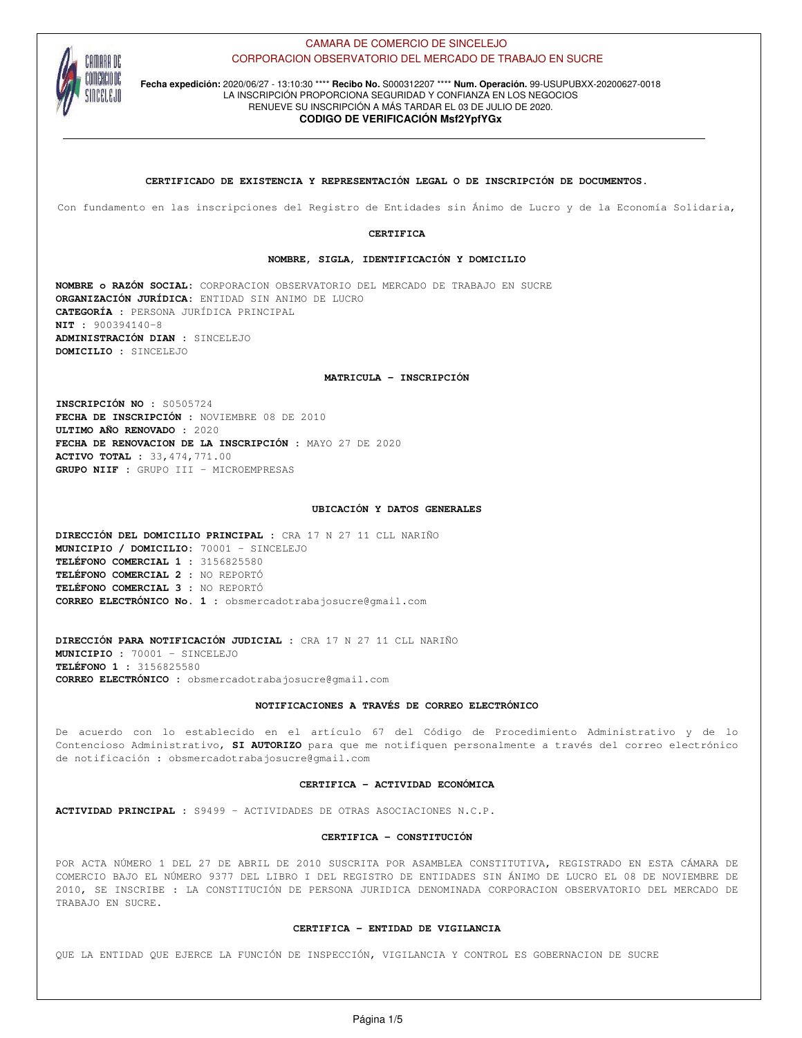CAMARA DE COMERCIO DE SINCELEJO
CORPORACION OBSERVATORIO DEL MERCADO DE TRABAJO EN SUCRE

**Fecha expedición:** 2020/06/27 - 13:10:30 **** **Recibo No.** S000312207 **** **Num. Operación.** 99-USUPUBXX-20200627-0018
LA INSCRIPCIÓN PROPORCIONA SEGURIDAD Y CONFIANZA EN LOS NEGOCIOS
RENUEVE SU INSCRIPCIÓN A MÁS TARDAR EL 03 DE JULIO DE 2020.
**CODIGO DE VERIFICACIÓN Msf2YpfYGx**

---

## CERTIFICADO DE EXISTENCIA Y REPRESENTACIÓN LEGAL O DE INSCRIPCIÓN DE DOCUMENTOS.

Con fundamento en las inscripciones del Registro de Entidades sin Ánimo de Lucro y de la Economía Solidaria,

### CERTIFICA

### NOMBRE, SIGLA, IDENTIFICACIÓN Y DOMICILIO

**NOMBRE o RAZÓN SOCIAL:** CORPORACION OBSERVATORIO DEL MERCADO DE TRABAJO EN SUCRE
**ORGANIZACIÓN JURÍDICA:** ENTIDAD SIN ANIMO DE LUCRO
**CATEGORÍA :** PERSONA JURÍDICA PRINCIPAL
**NIT :** 900394140-8
**ADMINISTRACIÓN DIAN :** SINCELEJO
**DOMICILIO :** SINCELEJO

### MATRICULA - INSCRIPCIÓN

**INSCRIPCIÓN NO :** S0505724
**FECHA DE INSCRIPCIÓN :** NOVIEMBRE 08 DE 2010
**ULTIMO AÑO RENOVADO :** 2020
**FECHA DE RENOVACION DE LA INSCRIPCIÓN :** MAYO 27 DE 2020
**ACTIVO TOTAL :** 33,474,771.00
**GRUPO NIIF :** GRUPO III - MICROEMPRESAS

### UBICACIÓN Y DATOS GENERALES

**DIRECCIÓN DEL DOMICILIO PRINCIPAL :** CRA 17 N 27 11 CLL NARIÑO
**MUNICIPIO / DOMICILIO:** 70001 - SINCELEJO
**TELÉFONO COMERCIAL 1 :** 3156825580
**TELÉFONO COMERCIAL 2 :** NO REPORTÓ
**TELÉFONO COMERCIAL 3 :** NO REPORTÓ
**CORREO ELECTRÓNICO No. 1 :** obsmercadotrabajosucre@gmail.com

**DIRECCIÓN PARA NOTIFICACIÓN JUDICIAL :** CRA 17 N 27 11 CLL NARIÑO
**MUNICIPIO :** 70001 - SINCELEJO
**TELÉFONO 1 :** 3156825580
**CORREO ELECTRÓNICO :** obsmercadotrabajosucre@gmail.com

### NOTIFICACIONES A TRAVÉS DE CORREO ELECTRÓNICO

De acuerdo con lo establecido en el artículo 67 del Código de Procedimiento Administrativo y de lo Contencioso Administrativo, **SI AUTORIZO** para que me notifiquen personalmente a través del correo electrónico de notificación : obsmercadotrabajosucre@gmail.com

### CERTIFICA - ACTIVIDAD ECONÓMICA

**ACTIVIDAD PRINCIPAL :** S9499 - ACTIVIDADES DE OTRAS ASOCIACIONES N.C.P.

### CERTIFICA - CONSTITUCIÓN

POR ACTA NÚMERO 1 DEL 27 DE ABRIL DE 2010 SUSCRITA POR ASAMBLEA CONSTITUTIVA, REGISTRADO EN ESTA CÁMARA DE COMERCIO BAJO EL NÚMERO 9377 DEL LIBRO I DEL REGISTRO DE ENTIDADES SIN ÁNIMO DE LUCRO EL 08 DE NOVIEMBRE DE 2010, SE INSCRIBE : LA CONSTITUCIÓN DE PERSONA JURIDICA DENOMINADA CORPORACION OBSERVATORIO DEL MERCADO DE TRABAJO EN SUCRE.

### CERTIFICA - ENTIDAD DE VIGILANCIA

QUE LA ENTIDAD QUE EJERCE LA FUNCIÓN DE INSPECCIÓN, VIGILANCIA Y CONTROL ES GOBERNACION DE SUCRE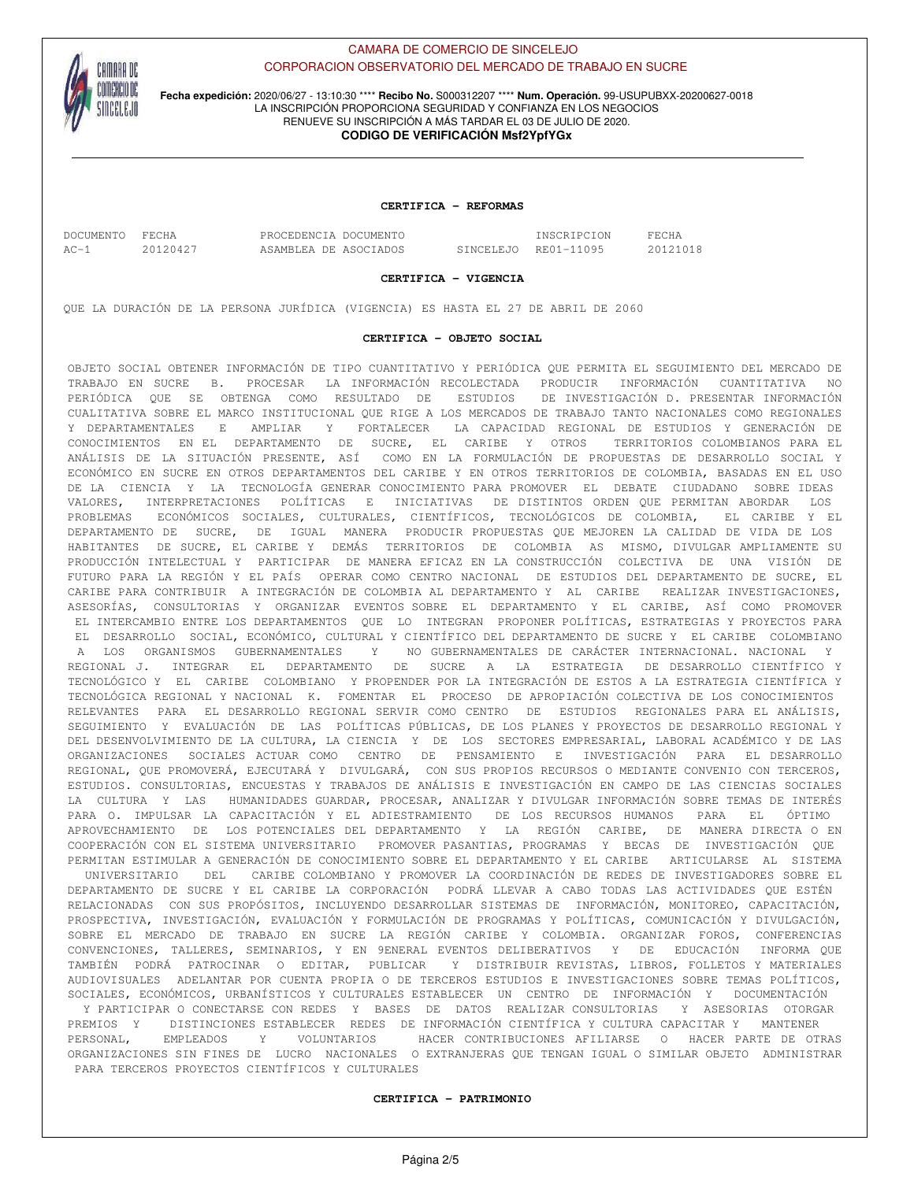CAMARA DE COMERCIO DE SINCELEJO
CORPORACION OBSERVATORIO DEL MERCADO DE TRABAJO EN SUCRE

**Fecha expedición:** 2020/06/27 - 13:10:30 **** **Recibo No.** S000312207 **** **Num. Operación.** 99-USUPUBXX-20200627-0018
LA INSCRIPCIÓN PROPORCIONA SEGURIDAD Y CONFIANZA EN LOS NEGOCIOS
RENUEVE SU INSCRIPCIÓN A MÁS TARDAR EL 03 DE JULIO DE 2020.
**CODIGO DE VERIFICACIÓN Msf2YpfYGx**

**CERTIFICA - REFORMAS**

| DOCUMENTO | FECHA | PROCEDENCIA DOCUMENTO | | INSCRIPCION | FECHA |
|---|---|---|---|---|---|
| AC-1 | 20120427 | ASAMBLEA DE ASOCIADOS | SINCELEJO | RE01-11095 | 20121018 |

**CERTIFICA - VIGENCIA**

QUE LA DURACIÓN DE LA PERSONA JURÍDICA (VIGENCIA) ES HASTA EL 27 DE ABRIL DE 2060

**CERTIFICA - OBJETO SOCIAL**

OBJETO SOCIAL OBTENER INFORMACIÓN DE TIPO CUANTITATIVO Y PERIÓDICA QUE PERMITA EL SEGUIMIENTO DEL MERCADO DE TRABAJO EN SUCRE B. PROCESAR LA INFORMACIÓN RECOLECTADA PRODUCIR INFORMACIÓN CUANTITATIVA NO PERIÓDICA QUE SE OBTENGA COMO RESULTADO DE ESTUDIOS DE INVESTIGACIÓN D. PRESENTAR INFORMACIÓN CUALITATIVA SOBRE EL MARCO INSTITUCIONAL QUE RIGE A LOS MERCADOS DE TRABAJO TANTO NACIONALES COMO REGIONALES Y DEPARTAMENTALES E AMPLIAR Y FORTALECER LA CAPACIDAD REGIONAL DE ESTUDIOS Y GENERACIÓN DE CONOCIMIENTOS EN EL DEPARTAMENTO DE SUCRE, EL CARIBE Y OTROS TERRITORIOS COLOMBIANOS PARA EL ANÁLISIS DE LA SITUACIÓN PRESENTE, ASÍ COMO EN LA FORMULACIÓN DE PROPUESTAS DE DESARROLLO SOCIAL Y ECONÓMICO EN SUCRE EN OTROS DEPARTAMENTOS DEL CARIBE Y EN OTROS TERRITORIOS DE COLOMBIA, BASADAS EN EL USO DE LA CIENCIA Y LA TECNOLOGÍA GENERAR CONOCIMIENTO PARA PROMOVER EL DEBATE CIUDADANO SOBRE IDEAS VALORES, INTERPRETACIONES POLÍTICAS E INICIATIVAS DE DISTINTOS ORDEN QUE PERMITAN ABORDAR LOS PROBLEMAS ECONÓMICOS SOCIALES, CULTURALES, CIENTÍFICOS, TECNOLÓGICOS DE COLOMBIA, EL CARIBE Y EL DEPARTAMENTO DE SUCRE, DE IGUAL MANERA PRODUCIR PROPUESTAS QUE MEJOREN LA CALIDAD DE VIDA DE LOS HABITANTES DE SUCRE, EL CARIBE Y DEMÁS TERRITORIOS DE COLOMBIA AS MISMO, DIVULGAR AMPLIAMENTE SU PRODUCCIÓN INTELECTUAL Y PARTICIPAR DE MANERA EFICAZ EN LA CONSTRUCCIÓN COLECTIVA DE UNA VISIÓN DE FUTURO PARA LA REGIÓN Y EL PAÍS OPERAR COMO CENTRO NACIONAL DE ESTUDIOS DEL DEPARTAMENTO DE SUCRE, EL CARIBE PARA CONTRIBUIR A INTEGRACIÓN DE COLOMBIA AL DEPARTAMENTO Y AL CARIBE REALIZAR INVESTIGACIONES, ASESORÍAS, CONSULTORIAS Y ORGANIZAR EVENTOS SOBRE EL DEPARTAMENTO Y EL CARIBE, ASÍ COMO PROMOVER EL INTERCAMBIO ENTRE LOS DEPARTAMENTOS QUE LO INTEGRAN PROPONER POLÍTICAS, ESTRATEGIAS Y PROYECTOS PARA EL DESARROLLO SOCIAL, ECONÓMICO, CULTURAL Y CIENTÍFICO DEL DEPARTAMENTO DE SUCRE Y EL CARIBE COLOMBIANO A LOS ORGANISMOS GUBERNAMENTALES Y NO GUBERNAMENTALES DE CARÁCTER INTERNACIONAL. NACIONAL Y REGIONAL J. INTEGRAR EL DEPARTAMENTO DE SUCRE A LA ESTRATEGIA DE DESARROLLO CIENTÍFICO Y TECNOLÓGICO Y EL CARIBE COLOMBIANO Y PROPENDER POR LA INTEGRACIÓN DE ESTOS A LA ESTRATEGIA CIENTÍFICA Y TECNOLÓGICA REGIONAL Y NACIONAL K. FOMENTAR EL PROCESO DE APROPIACIÓN COLECTIVA DE LOS CONOCIMIENTOS RELEVANTES PARA EL DESARROLLO REGIONAL SERVIR COMO CENTRO DE ESTUDIOS REGIONALES PARA EL ANÁLISIS, SEGUIMIENTO Y EVALUACIÓN DE LAS POLÍTICAS PÚBLICAS, DE LOS PLANES Y PROYECTOS DE DESARROLLO REGIONAL Y DEL DESENVOLVIMIENTO DE LA CULTURA, LA CIENCIA Y DE LOS SECTORES EMPRESARIAL, LABORAL ACADÉMICO Y DE LAS ORGANIZACIONES SOCIALES ACTUAR COMO CENTRO DE PENSAMIENTO E INVESTIGACIÓN PARA EL DESARROLLO REGIONAL, QUE PROMOVERÁ, EJECUTARÁ Y DIVULGARÁ, CON SUS PROPIOS RECURSOS O MEDIANTE CONVENIO CON TERCEROS, ESTUDIOS. CONSULTORIAS, ENCUESTAS Y TRABAJOS DE ANÁLISIS E INVESTIGACIÓN EN CAMPO DE LAS CIENCIAS SOCIALES LA CULTURA Y LAS HUMANIDADES GUARDAR, PROCESAR, ANALIZAR Y DIVULGAR INFORMACIÓN SOBRE TEMAS DE INTERÉS PARA O. IMPULSAR LA CAPACITACIÓN Y EL ADIESTRAMIENTO DE LOS RECURSOS HUMANOS PARA EL ÓPTIMO APROVECHAMIENTO DE LOS POTENCIALES DEL DEPARTAMENTO Y LA REGIÓN CARIBE, DE MANERA DIRECTA O EN COOPERACIÓN CON EL SISTEMA UNIVERSITARIO PROMOVER PASANTIAS, PROGRAMAS Y BECAS DE INVESTIGACIÓN QUE PERMITAN ESTIMULAR A GENERACIÓN DE CONOCIMIENTO SOBRE EL DEPARTAMENTO Y EL CARIBE ARTICULARSE AL SISTEMA UNIVERSITARIO DEL CARIBE COLOMBIANO Y PROMOVER LA COORDINACIÓN DE REDES DE INVESTIGADORES SOBRE EL DEPARTAMENTO DE SUCRE Y EL CARIBE LA CORPORACIÓN PODRÁ LLEVAR A CABO TODAS LAS ACTIVIDADES QUE ESTÉN RELACIONADAS CON SUS PROPÓSITOS, INCLUYENDO DESARROLLAR SISTEMAS DE INFORMACIÓN, MONITOREO, CAPACITACIÓN, PROSPECTIVA, INVESTIGACIÓN, EVALUACIÓN Y FORMULACIÓN DE PROGRAMAS Y POLÍTICAS, COMUNICACIÓN Y DIVULGACIÓN, SOBRE EL MERCADO DE TRABAJO EN SUCRE LA REGIÓN CARIBE Y COLOMBIA. ORGANIZAR FOROS, CONFERENCIAS CONVENCIONES, TALLERES, SEMINARIOS, Y EN 9ENERAL EVENTOS DELIBERATIVOS Y DE EDUCACIÓN INFORMA QUE TAMBIÉN PODRÁ PATROCINAR O EDITAR, PUBLICAR Y DISTRIBUIR REVISTAS, LIBROS, FOLLETOS Y MATERIALES AUDIOVISUALES ADELANTAR POR CUENTA PROPIA O DE TERCEROS ESTUDIOS E INVESTIGACIONES SOBRE TEMAS POLÍTICOS, SOCIALES, ECONÓMICOS, URBANÍSTICOS Y CULTURALES ESTABLECER UN CENTRO DE INFORMACIÓN Y DOCUMENTACIÓN Y PARTICIPAR O CONECTARSE CON REDES Y BASES DE DATOS REALIZAR CONSULTORIAS Y ASESORIAS OTORGAR PREMIOS Y DISTINCIONES ESTABLECER REDES DE INFORMACIÓN CIENTÍFICA Y CULTURA CAPACITAR Y MANTENER PERSONAL, EMPLEADOS Y VOLUNTARIOS HACER CONTRIBUCIONES AFILIARSE O HACER PARTE DE OTRAS ORGANIZACIONES SIN FINES DE LUCRO NACIONALES O EXTRANJERAS QUE TENGAN IGUAL O SIMILAR OBJETO ADMINISTRAR PARA TERCEROS PROYECTOS CIENTÍFICOS Y CULTURALES

**CERTIFICA - PATRIMONIO**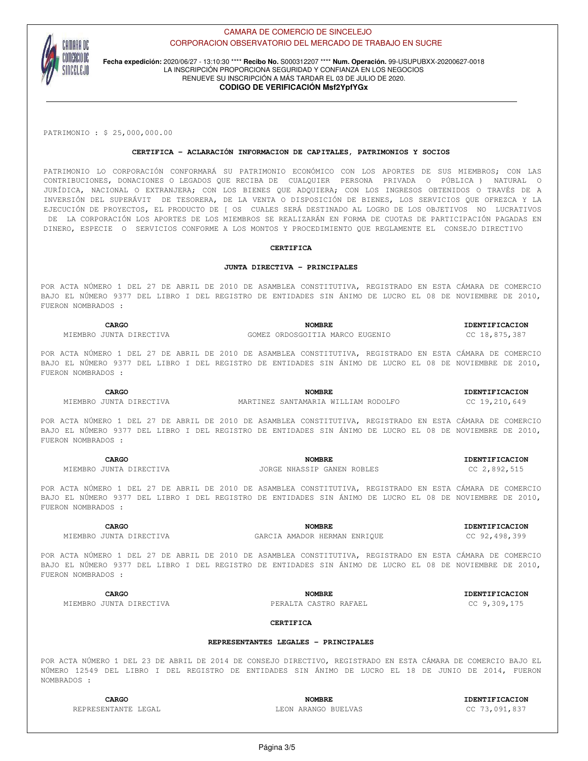PATRIMONIO : $ 25,000,000.00

**CERTIFICA - ACLARACIÓN INFORMACION DE CAPITALES, PATRIMONIOS Y SOCIOS**

PATRIMONIO LO CORPORACIÓN CONFORMARÁ SU PATRIMONIO ECONÓMICO CON LOS APORTES DE SUS MIEMBROS; CON LAS CONTRIBUCIONES, DONACIONES O LEGADOS QUE RECIBA DE CUALQUIER PERSONA PRIVADA O PÚBLICA ) NATURAL O JURÍDICA, NACIONAL O EXTRANJERA; CON LOS BIENES QUE ADQUIERA; CON LOS INGRESOS OBTENIDOS O TRAVÉS DE A INVERSIÓN DEL SUPERÁVIT DE TESORERA, DE LA VENTA O DISPOSICIÓN DE BIENES, LOS SERVICIOS QUE OFREZCA Y LA EJECUCIÓN DE PROYECTOS, EL PRODUCTO DE [ OS CUALES SERÁ DESTINADO AL LOGRO DE LOS OBJETIVOS NO LUCRATIVOS DE LA CORPORACIÓN LOS APORTES DE LOS MIEMBROS SE REALIZARÁN EN FORMA DE CUOTAS DE PARTICIPACIÓN PAGADAS EN DINERO, ESPECIE O SERVICIOS CONFORME A LOS MONTOS Y PROCEDIMIENTO QUE REGLAMENTE EL CONSEJO DIRECTIVO

**CERTIFICA**

**JUNTA DIRECTIVA - PRINCIPALES**

POR ACTA NÚMERO 1 DEL 27 DE ABRIL DE 2010 DE ASAMBLEA CONSTITUTIVA, REGISTRADO EN ESTA CÁMARA DE COMERCIO BAJO EL NÚMERO 9377 DEL LIBRO I DEL REGISTRO DE ENTIDADES SIN ÁNIMO DE LUCRO EL 08 DE NOVIEMBRE DE 2010, FUERON NOMBRADOS :

| CARGO | NOMBRE | IDENTIFICACION |
|---|---|---|
| MIEMBRO JUNTA DIRECTIVA | GOMEZ ORDOSGOITIA MARCO EUGENIO | CC 18,875,387 |

POR ACTA NÚMERO 1 DEL 27 DE ABRIL DE 2010 DE ASAMBLEA CONSTITUTIVA, REGISTRADO EN ESTA CÁMARA DE COMERCIO BAJO EL NÚMERO 9377 DEL LIBRO I DEL REGISTRO DE ENTIDADES SIN ÁNIMO DE LUCRO EL 08 DE NOVIEMBRE DE 2010, FUERON NOMBRADOS :

| CARGO | NOMBRE | IDENTIFICACION |
|---|---|---|
| MIEMBRO JUNTA DIRECTIVA | MARTINEZ SANTAMARIA WILLIAM RODOLFO | CC 19,210,649 |

POR ACTA NÚMERO 1 DEL 27 DE ABRIL DE 2010 DE ASAMBLEA CONSTITUTIVA, REGISTRADO EN ESTA CÁMARA DE COMERCIO BAJO EL NÚMERO 9377 DEL LIBRO I DEL REGISTRO DE ENTIDADES SIN ÁNIMO DE LUCRO EL 08 DE NOVIEMBRE DE 2010, FUERON NOMBRADOS :

| CARGO | NOMBRE | IDENTIFICACION |
|---|---|---|
| MIEMBRO JUNTA DIRECTIVA | JORGE NHASSIP GANEN ROBLES | CC 2,892,515 |

POR ACTA NÚMERO 1 DEL 27 DE ABRIL DE 2010 DE ASAMBLEA CONSTITUTIVA, REGISTRADO EN ESTA CÁMARA DE COMERCIO BAJO EL NÚMERO 9377 DEL LIBRO I DEL REGISTRO DE ENTIDADES SIN ÁNIMO DE LUCRO EL 08 DE NOVIEMBRE DE 2010, FUERON NOMBRADOS :

| CARGO | NOMBRE | IDENTIFICACION |
|---|---|---|
| MIEMBRO JUNTA DIRECTIVA | GARCIA AMADOR HERMAN ENRIQUE | CC 92,498,399 |

POR ACTA NÚMERO 1 DEL 27 DE ABRIL DE 2010 DE ASAMBLEA CONSTITUTIVA, REGISTRADO EN ESTA CÁMARA DE COMERCIO BAJO EL NÚMERO 9377 DEL LIBRO I DEL REGISTRO DE ENTIDADES SIN ÁNIMO DE LUCRO EL 08 DE NOVIEMBRE DE 2010, FUERON NOMBRADOS :

| CARGO | NOMBRE | IDENTIFICACION |
|---|---|---|
| MIEMBRO JUNTA DIRECTIVA | PERALTA CASTRO RAFAEL | CC 9,309,175 |

**CERTIFICA**

**REPRESENTANTES LEGALES - PRINCIPALES**

POR ACTA NÚMERO 1 DEL 23 DE ABRIL DE 2014 DE CONSEJO DIRECTIVO, REGISTRADO EN ESTA CÁMARA DE COMERCIO BAJO EL NÚMERO 12549 DEL LIBRO I DEL REGISTRO DE ENTIDADES SIN ÁNIMO DE LUCRO EL 18 DE JUNIO DE 2014, FUERON NOMBRADOS :

| CARGO | NOMBRE | IDENTIFICACION |
|---|---|---|
| REPRESENTANTE LEGAL | LEON ARANGO BUELVAS | CC 73,091,837 |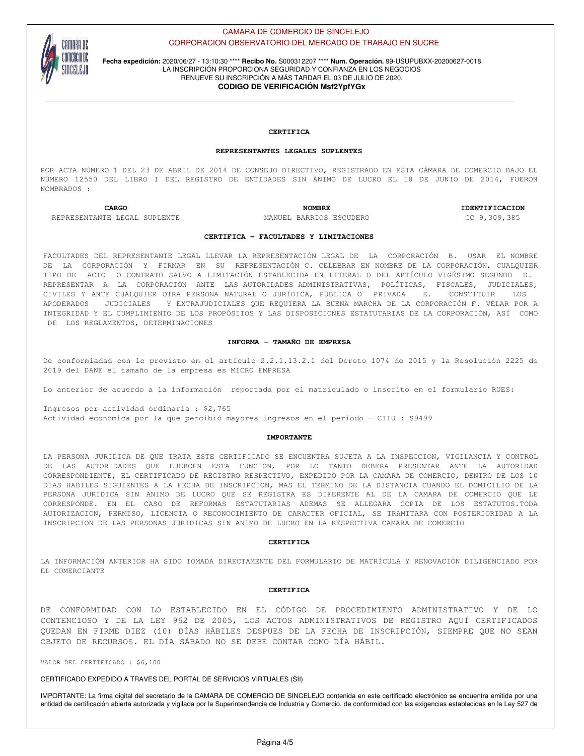CAMARA DE COMERCIO DE SINCELEJO
CORPORACION OBSERVATORIO DEL MERCADO DE TRABAJO EN SUCRE

**Fecha expedición:** 2020/06/27 - 13:10:30 **** **Recibo No.** S000312207 **** **Num. Operación.** 99-USUPUBXX-20200627-0018
LA INSCRIPCIÓN PROPORCIONA SEGURIDAD Y CONFIANZA EN LOS NEGOCIOS
RENUEVE SU INSCRIPCIÓN A MÁS TARDAR EL 03 DE JULIO DE 2020.
**CODIGO DE VERIFICACIÓN Msf2YpfYGx**

---

## CERTIFICA

### REPRESENTANTES LEGALES SUPLENTES

POR ACTA NÚMERO 1 DEL 23 DE ABRIL DE 2014 DE CONSEJO DIRECTIVO, REGISTRADO EN ESTA CÁMARA DE COMERCIO BAJO EL NÚMERO 12550 DEL LIBRO I DEL REGISTRO DE ENTIDADES SIN ÁNIMO DE LUCRO EL 18 DE JUNIO DE 2014, FUERON NOMBRADOS :

| CARGO | NOMBRE | IDENTIFICACION |
|---|---|---|
| REPRESENTANTE LEGAL SUPLENTE | MANUEL BARRIOS ESCUDERO | CC 9,309,385 |

### CERTIFICA - FACULTADES Y LIMITACIONES

FACULTADES DEL REPRESENTANTE LEGAL LLEVAR LA REPRESENTACIÓN LEGAL DE LA CORPORACIÓN B. USAR EL NOMBRE DE LA CORPORACIÓN Y FIRMAR EN SU REPRESENTACIÓN C. CELEBRAR EN NOMBRE DE LA CORPORACIÓN, CUALQUIER TIPO DE ACTO O CONTRATO SALVO A LIMITACIÓN ESTABLECIDA EN LITERAL O DEL ARTÍCULO VIGÉSIMO SEGUNDO D. REPRESENTAR A LA CORPORACIÓN ANTE LAS AUTORIDADES ADMINISTRATIVAS, POLÍTICAS, FISCALES, JUDICIALES, CIVILES Y ANTE CUALQUIER OTRA PERSONA NATURAL O JURÍDICA, PÚBLICA O PRIVADA E. CONSTITUIR LOS APODERADOS JUDICIALES Y EXTRAJUDICIALES QUE REQUIERA LA BUENA MARCHA DE LA CORPORACIÓN F. VELAR POR A INTEGRIDAD Y EL CUMPLIMIENTO DE LOS PROPÓSITOS Y LAS DISPOSICIONES ESTATUTARIAS DE LA CORPORACIÓN, ASÍ COMO DE LOS REGLAMENTOS, DETERMINACIONES

### INFORMA - TAMAÑO DE EMPRESA

De conformidad con lo previsto en el artículo 2.2.1.13.2.1 del Dcreto 1074 de 2015 y la Resolución 2225 de 2019 del DANE el tamaño de la empresa es MICRO EMPRESA

Lo anterior de acuerdo a la información reportada por el matriculado o inscrito en el formulario RUES:

Ingresos por actividad ordinaria : $2,765
Actividad económica por la que percibió mayores ingresos en el periodo - CIIU : S9499

### IMPORTANTE

LA PERSONA JURIDICA DE QUE TRATA ESTE CERTIFICADO SE ENCUENTRA SUJETA A LA INSPECCION, VIGILANCIA Y CONTROL DE LAS AUTORIDADES QUE EJERCEN ESTA FUNCION, POR LO TANTO DEBERA PRESENTAR ANTE LA AUTORIDAD CORRESPONDIENTE, EL CERTIFICADO DE REGISTRO RESPECTIVO, EXPEDIDO POR LA CAMARA DE COMERCIO, DENTRO DE LOS 10 DIAS HABILES SIGUIENTES A LA FECHA DE INSCRIPCION, MAS EL TERMINO DE LA DISTANCIA CUANDO EL DOMICILIO DE LA PERSONA JURIDICA SIN ANIMO DE LUCRO QUE SE REGISTRA ES DIFERENTE AL DE LA CAMARA DE COMERCIO QUE LE CORRESPONDE. EN EL CASO DE REFORMAS ESTATUTARIAS ADEMAS SE ALLEGARA COPIA DE LOS ESTATUTOS.TODA AUTORIZACION, PERMISO, LICENCIA O RECONOCIMIENTO DE CARACTER OFICIAL, SE TRAMITARA CON POSTERIORIDAD A LA INSCRIPCION DE LAS PERSONAS JURIDICAS SIN ANIMO DE LUCRO EN LA RESPECTIVA CAMARA DE COMERCIO

## CERTIFICA

LA INFORMACIÓN ANTERIOR HA SIDO TOMADA DIRECTAMENTE DEL FORMULARIO DE MATRÍCULA Y RENOVACIÓN DILIGENCIADO POR EL COMERCIANTE

## CERTIFICA

DE CONFORMIDAD CON LO ESTABLECIDO EN EL CÓDIGO DE PROCEDIMIENTO ADMINISTRATIVO Y DE LO CONTENCIOSO Y DE LA LEY 962 DE 2005, LOS ACTOS ADMINISTRATIVOS DE REGISTRO AQUÍ CERTIFICADOS QUEDAN EN FIRME DIEZ (10) DÍAS HÁBILES DESPUES DE LA FECHA DE INSCRIPCIÓN, SIEMPRE QUE NO SEAN OBJETO DE RECURSOS. EL DÍA SÁBADO NO SE DEBE CONTAR COMO DÍA HÁBIL.

VALOR DEL CERTIFICADO : $6,100

CERTIFICADO EXPEDIDO A TRAVES DEL PORTAL DE SERVICIOS VIRTUALES (SII)

IMPORTANTE: La firma digital del secretario de la CAMARA DE COMERCIO DE SINCELEJO contenida en este certificado electrónico se encuentra emitida por una entidad de certificación abierta autorizada y vigilada por la Superintendencia de Industria y Comercio, de conformidad con las exigencias establecidas en la Ley 527 de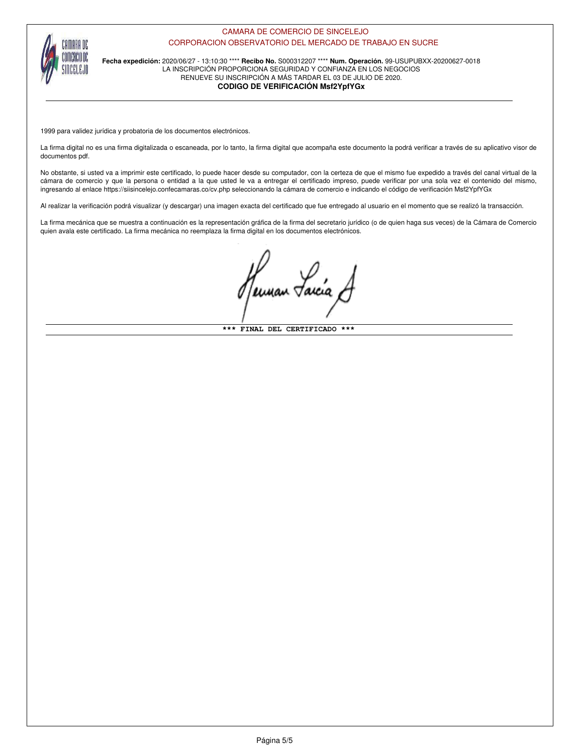1999 para validez jurídica y probatoria de los documentos electrónicos.

La firma digital no es una firma digitalizada o escaneada, por lo tanto, la firma digital que acompaña este documento la podrá verificar a través de su aplicativo visor de documentos pdf.

No obstante, si usted va a imprimir este certificado, lo puede hacer desde su computador, con la certeza de que el mismo fue expedido a través del canal virtual de la cámara de comercio y que la persona o entidad a la que usted le va a entregar el certificado impreso, puede verificar por una sola vez el contenido del mismo, ingresando al enlace https://siisincelejo.confecamaras.co/cv.php seleccionando la cámara de comercio e indicando el código de verificación Msf2YpfYGx

Al realizar la verificación podrá visualizar (y descargar) una imagen exacta del certificado que fue entregado al usuario en el momento que se realizó la transacción.

La firma mecánica que se muestra a continuación es la representación gráfica de la firma del secretario jurídico (o de quien haga sus veces) de la Cámara de Comercio quien avala este certificado. La firma mecánica no reemplaza la firma digital en los documentos electrónicos.

*** FINAL DEL CERTIFICADO ***